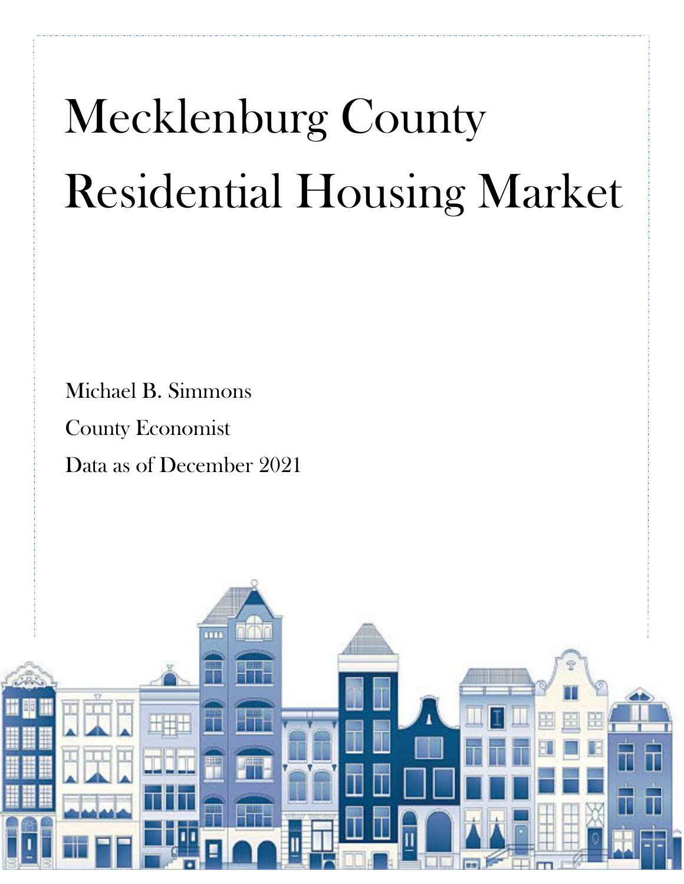# Mecklenburg County Residential Housing Market

Michael B. Simmons

County Economist

Data as of December 2021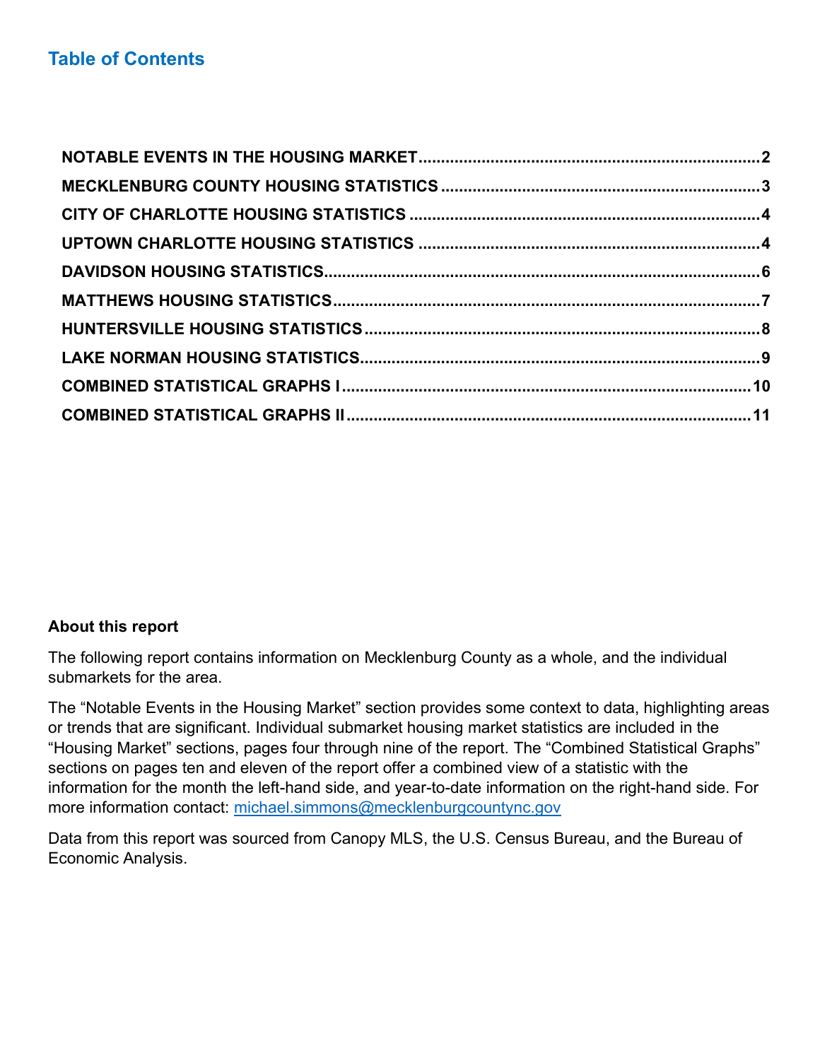## Table of Contents

NOTABLE EVENTS IN THE HOUSING MARKET .......... 2
MECKLENBURG COUNTY HOUSING STATISTICS .......... 3
CITY OF CHARLOTTE HOUSING STATISTICS .......... 4
UPTOWN CHARLOTTE HOUSING STATISTICS .......... 4
DAVIDSON HOUSING STATISTICS .......... 6
MATTHEWS HOUSING STATISTICS .......... 7
HUNTERSVILLE HOUSING STATISTICS .......... 8
LAKE NORMAN HOUSING STATISTICS .......... 9
COMBINED STATISTICAL GRAPHS I .......... 10
COMBINED STATISTICAL GRAPHS II .......... 11

**About this report**

The following report contains information on Mecklenburg County as a whole, and the individual submarkets for the area.

The "Notable Events in the Housing Market" section provides some context to data, highlighting areas or trends that are significant. Individual submarket housing market statistics are included in the "Housing Market" sections, pages four through nine of the report. The "Combined Statistical Graphs" sections on pages ten and eleven of the report offer a combined view of a statistic with the information for the month the left-hand side, and year-to-date information on the right-hand side. For more information contact: michael.simmons@mecklenburgcountync.gov

Data from this report was sourced from Canopy MLS, the U.S. Census Bureau, and the Bureau of Economic Analysis.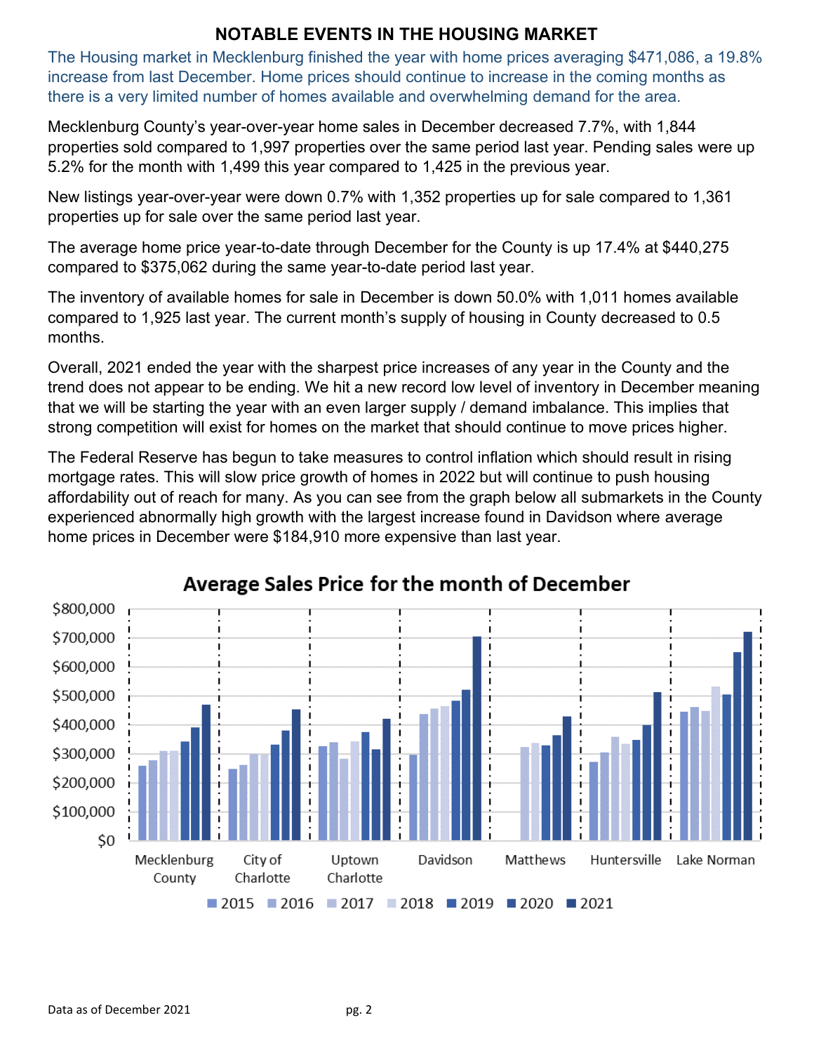## NOTABLE EVENTS IN THE HOUSING MARKET

The Housing market in Mecklenburg finished the year with home prices averaging $471,086, a 19.8% increase from last December. Home prices should continue to increase in the coming months as there is a very limited number of homes available and overwhelming demand for the area.

Mecklenburg County's year-over-year home sales in December decreased 7.7%, with 1,844 properties sold compared to 1,997 properties over the same period last year. Pending sales were up 5.2% for the month with 1,499 this year compared to 1,425 in the previous year.

New listings year-over-year were down 0.7% with 1,352 properties up for sale compared to 1,361 properties up for sale over the same period last year.

The average home price year-to-date through December for the County is up 17.4% at $440,275 compared to $375,062 during the same year-to-date period last year.

The inventory of available homes for sale in December is down 50.0% with 1,011 homes available compared to 1,925 last year. The current month's supply of housing in County decreased to 0.5 months.

Overall, 2021 ended the year with the sharpest price increases of any year in the County and the trend does not appear to be ending. We hit a new record low level of inventory in December meaning that we will be starting the year with an even larger supply / demand imbalance. This implies that strong competition will exist for homes on the market that should continue to move prices higher.

The Federal Reserve has begun to take measures to control inflation which should result in rising mortgage rates. This will slow price growth of homes in 2022 but will continue to push housing affordability out of reach for many. As you can see from the graph below all submarkets in the County experienced abnormally high growth with the largest increase found in Davidson where average home prices in December were $184,910 more expensive than last year.

**Average Sales Price for the month of December**

(Bar chart: Mecklenburg County, City of Charlotte, Uptown Charlotte, Davidson, Matthews, Huntersville, Lake Norman; years 2015–2021; y-axis $0 to $800,000)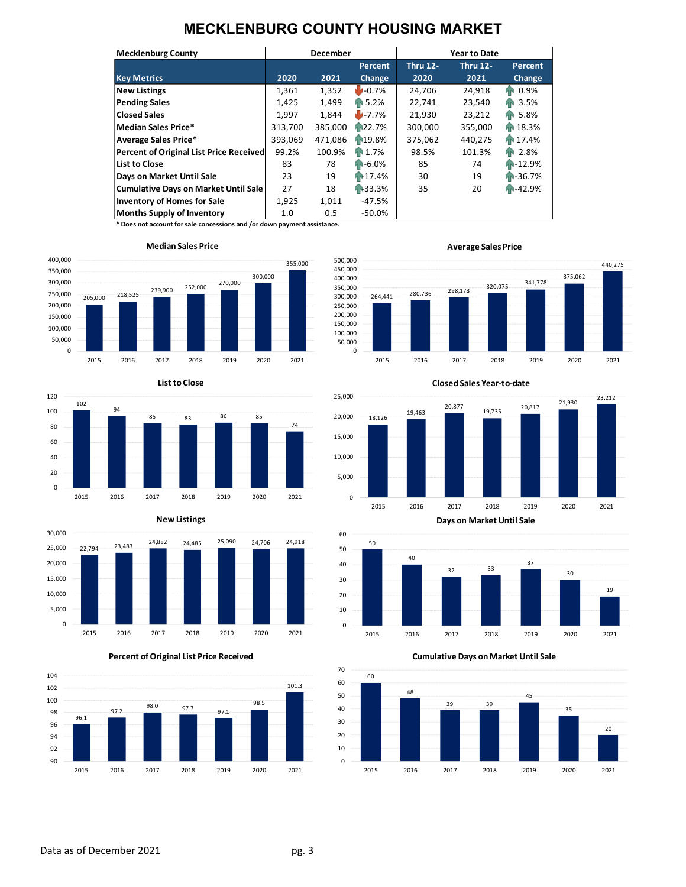# MECKLENBURG COUNTY HOUSING MARKET

| Mecklenburg County | December | | | Year to Date | | |
|---|---|---|---|---|---|---|
| Key Metrics | 2020 | 2021 | Percent Change | Thru 12-2020 | Thru 12-2021 | Percent Change |
| New Listings | 1,361 | 1,352 | -0.7% | 24,706 | 24,918 | 0.9% |
| Pending Sales | 1,425 | 1,499 | 5.2% | 22,741 | 23,540 | 3.5% |
| Closed Sales | 1,997 | 1,844 | -7.7% | 21,930 | 23,212 | 5.8% |
| Median Sales Price* | 313,700 | 385,000 | 22.7% | 300,000 | 355,000 | 18.3% |
| Average Sales Price* | 393,069 | 471,086 | 19.8% | 375,062 | 440,275 | 17.4% |
| Percent of Original List Price Received | 99.2% | 100.9% | 1.7% | 98.5% | 101.3% | 2.8% |
| List to Close | 83 | 78 | -6.0% | 85 | 74 | -12.9% |
| Days on Market Until Sale | 23 | 19 | -17.4% | 30 | 19 | -36.7% |
| Cumulative Days on Market Until Sale | 27 | 18 | -33.3% | 35 | 20 | -42.9% |
| Inventory of Homes for Sale | 1,925 | 1,011 | -47.5% | | | |
| Months Supply of Inventory | 1.0 | 0.5 | -50.0% | | | |

**\* Does not account for sale concessions and /or down payment assistance.**

**Median Sales Price**

| 2015 | 2016 | 2017 | 2018 | 2019 | 2020 | 2021 |
|---|---|---|---|---|---|---|
| 205,000 | 218,525 | 239,900 | 252,000 | 270,000 | 300,000 | 355,000 |

**Average Sales Price**

| 2015 | 2016 | 2017 | 2018 | 2019 | 2020 | 2021 |
|---|---|---|---|---|---|---|
| 264,441 | 280,736 | 298,173 | 320,075 | 341,778 | 375,062 | 440,275 |

**List to Close**

| 2015 | 2016 | 2017 | 2018 | 2019 | 2020 | 2021 |
|---|---|---|---|---|---|---|
| 102 | 94 | 85 | 83 | 86 | 85 | 74 |

**Closed Sales Year-to-date**

| 2015 | 2016 | 2017 | 2018 | 2019 | 2020 | 2021 |
|---|---|---|---|---|---|---|
| 18,126 | 19,463 | 20,877 | 19,735 | 20,817 | 21,930 | 23,212 |

**New Listings**

| 2015 | 2016 | 2017 | 2018 | 2019 | 2020 | 2021 |
|---|---|---|---|---|---|---|
| 22,794 | 23,483 | 24,882 | 24,485 | 25,090 | 24,706 | 24,918 |

**Days on Market Until Sale**

| 2015 | 2016 | 2017 | 2018 | 2019 | 2020 | 2021 |
|---|---|---|---|---|---|---|
| 50 | 40 | 32 | 33 | 37 | 30 | 19 |

**Percent of Original List Price Received**

| 2015 | 2016 | 2017 | 2018 | 2019 | 2020 | 2021 |
|---|---|---|---|---|---|---|
| 96.1 | 97.2 | 98.0 | 97.7 | 97.1 | 98.5 | 101.3 |

**Cumulative Days on Market Until Sale**

| 2015 | 2016 | 2017 | 2018 | 2019 | 2020 | 2021 |
|---|---|---|---|---|---|---|
| 60 | 48 | 39 | 39 | 45 | 35 | 20 |

Data as of December 2021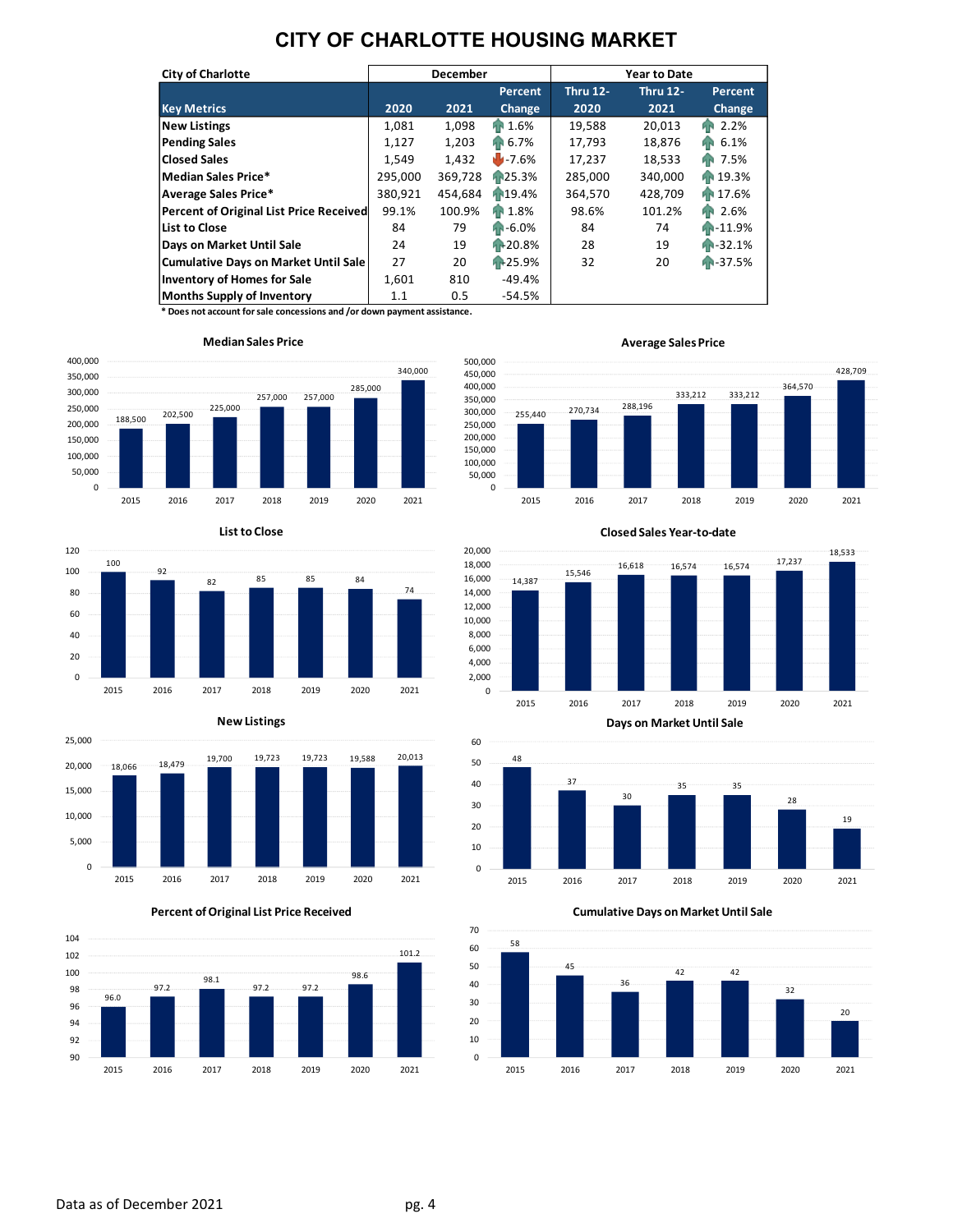# CITY OF CHARLOTTE HOUSING MARKET

| City of Charlotte | December | | | Year to Date | | |
|---|---|---|---|---|---|---|
| **Key Metrics** | **2020** | **2021** | **Percent Change** | **Thru 12-2020** | **Thru 12-2021** | **Percent Change** |
| New Listings | 1,081 | 1,098 | 1.6% | 19,588 | 20,013 | 2.2% |
| Pending Sales | 1,127 | 1,203 | 6.7% | 17,793 | 18,876 | 6.1% |
| Closed Sales | 1,549 | 1,432 | -7.6% | 17,237 | 18,533 | 7.5% |
| Median Sales Price* | 295,000 | 369,728 | 25.3% | 285,000 | 340,000 | 19.3% |
| Average Sales Price* | 380,921 | 454,684 | 19.4% | 364,570 | 428,709 | 17.6% |
| Percent of Original List Price Received | 99.1% | 100.9% | 1.8% | 98.6% | 101.2% | 2.6% |
| List to Close | 84 | 79 | -6.0% | 84 | 74 | -11.9% |
| Days on Market Until Sale | 24 | 19 | 20.8% | 28 | 19 | -32.1% |
| Cumulative Days on Market Until Sale | 27 | 20 | 25.9% | 32 | 20 | -37.5% |
| Inventory of Homes for Sale | 1,601 | 810 | -49.4% | | | |
| Months Supply of Inventory | 1.1 | 0.5 | -54.5% | | | |

**\* Does not account for sale concessions and /or down payment assistance.**

### Median Sales Price

| 2015 | 2016 | 2017 | 2018 | 2019 | 2020 | 2021 |
|---|---|---|---|---|---|---|
| 188,500 | 202,500 | 225,000 | 257,000 | 257,000 | 285,000 | 340,000 |

### Average Sales Price

| 2015 | 2016 | 2017 | 2018 | 2019 | 2020 | 2021 |
|---|---|---|---|---|---|---|
| 255,440 | 270,734 | 288,196 | 333,212 | 333,212 | 364,570 | 428,709 |

### List to Close

| 2015 | 2016 | 2017 | 2018 | 2019 | 2020 | 2021 |
|---|---|---|---|---|---|---|
| 100 | 92 | 82 | 85 | 85 | 84 | 74 |

### Closed Sales Year-to-date

| 2015 | 2016 | 2017 | 2018 | 2019 | 2020 | 2021 |
|---|---|---|---|---|---|---|
| 14,387 | 15,546 | 16,618 | 16,574 | 16,574 | 17,237 | 18,533 |

### New Listings

| 2015 | 2016 | 2017 | 2018 | 2019 | 2020 | 2021 |
|---|---|---|---|---|---|---|
| 18,066 | 18,479 | 19,700 | 19,723 | 19,723 | 19,588 | 20,013 |

### Days on Market Until Sale

| 2015 | 2016 | 2017 | 2018 | 2019 | 2020 | 2021 |
|---|---|---|---|---|---|---|
| 48 | 37 | 30 | 35 | 35 | 28 | 19 |

### Percent of Original List Price Received

| 2015 | 2016 | 2017 | 2018 | 2019 | 2020 | 2021 |
|---|---|---|---|---|---|---|
| 96.0 | 97.2 | 98.1 | 97.2 | 97.2 | 98.6 | 101.2 |

### Cumulative Days on Market Until Sale

| 2015 | 2016 | 2017 | 2018 | 2019 | 2020 | 2021 |
|---|---|---|---|---|---|---|
| 58 | 45 | 36 | 42 | 42 | 32 | 20 |

Data as of December 2021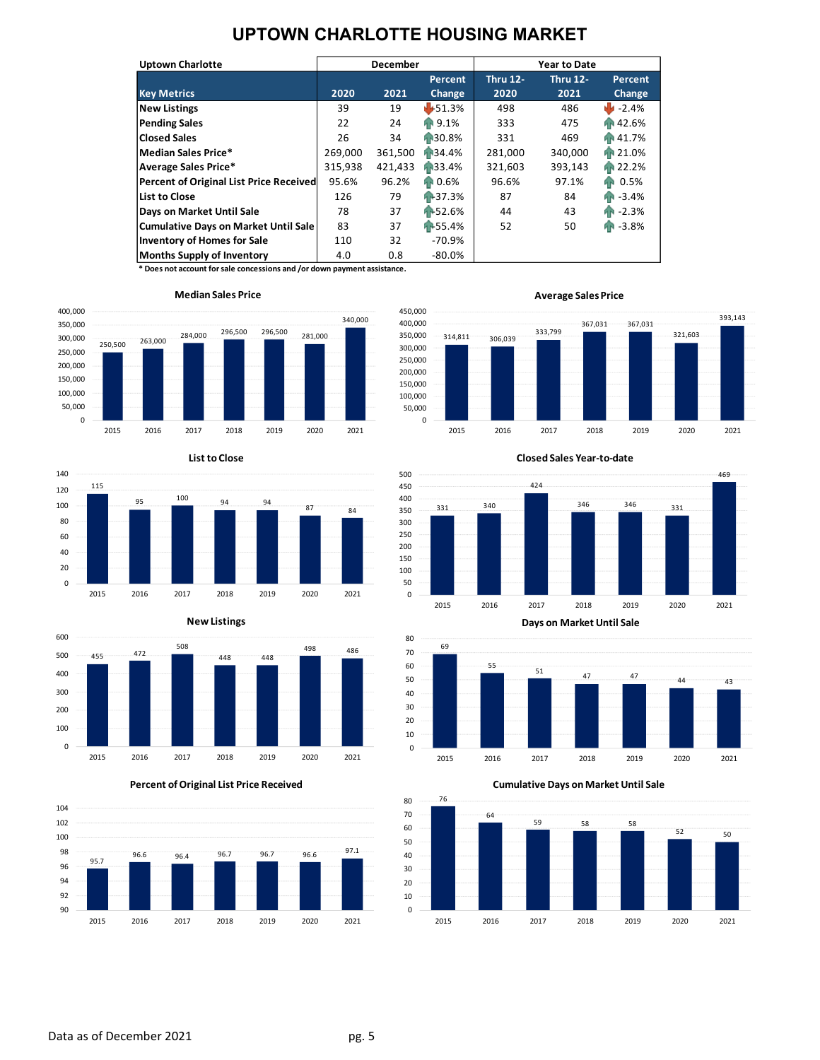# UPTOWN CHARLOTTE HOUSING MARKET

| Uptown Charlotte | December | | | Year to Date | | |
|---|---|---|---|---|---|---|
| Key Metrics | 2020 | 2021 | Percent Change | Thru 12-2020 | Thru 12-2021 | Percent Change |
| New Listings | 39 | 19 | -51.3% | 498 | 486 | -2.4% |
| Pending Sales | 22 | 24 | 9.1% | 333 | 475 | 42.6% |
| Closed Sales | 26 | 34 | 30.8% | 331 | 469 | 41.7% |
| Median Sales Price* | 269,000 | 361,500 | 34.4% | 281,000 | 340,000 | 21.0% |
| Average Sales Price* | 315,938 | 421,433 | 33.4% | 321,603 | 393,143 | 22.2% |
| Percent of Original List Price Received | 95.6% | 96.2% | 0.6% | 96.6% | 97.1% | 0.5% |
| List to Close | 126 | 79 | -37.3% | 87 | 84 | -3.4% |
| Days on Market Until Sale | 78 | 37 | -52.6% | 44 | 43 | -2.3% |
| Cumulative Days on Market Until Sale | 83 | 37 | -55.4% | 52 | 50 | -3.8% |
| Inventory of Homes for Sale | 110 | 32 | -70.9% | | | |
| Months Supply of Inventory | 4.0 | 0.8 | -80.0% | | | |

* Does not account for sale concessions and /or down payment assistance.

### Median Sales Price

| 2015 | 2016 | 2017 | 2018 | 2019 | 2020 | 2021 |
|---|---|---|---|---|---|---|
| 250,500 | 263,000 | 284,000 | 296,500 | 296,500 | 281,000 | 340,000 |

### Average Sales Price

| 2015 | 2016 | 2017 | 2018 | 2019 | 2020 | 2021 |
|---|---|---|---|---|---|---|
| 314,811 | 306,039 | 333,799 | 367,031 | 367,031 | 321,603 | 393,143 |

### List to Close

| 2015 | 2016 | 2017 | 2018 | 2019 | 2020 | 2021 |
|---|---|---|---|---|---|---|
| 115 | 95 | 100 | 94 | 94 | 87 | 84 |

### Closed Sales Year-to-date

| 2015 | 2016 | 2017 | 2018 | 2019 | 2020 | 2021 |
|---|---|---|---|---|---|---|
| 331 | 340 | 424 | 346 | 346 | 331 | 469 |

### New Listings

| 2015 | 2016 | 2017 | 2018 | 2019 | 2020 | 2021 |
|---|---|---|---|---|---|---|
| 455 | 472 | 508 | 448 | 448 | 498 | 486 |

### Days on Market Until Sale

| 2015 | 2016 | 2017 | 2018 | 2019 | 2020 | 2021 |
|---|---|---|---|---|---|---|
| 69 | 55 | 51 | 47 | 47 | 44 | 43 |

### Percent of Original List Price Received

| 2015 | 2016 | 2017 | 2018 | 2019 | 2020 | 2021 |
|---|---|---|---|---|---|---|
| 95.7 | 96.6 | 96.4 | 96.7 | 96.7 | 96.6 | 97.1 |

### Cumulative Days on Market Until Sale

| 2015 | 2016 | 2017 | 2018 | 2019 | 2020 | 2021 |
|---|---|---|---|---|---|---|
| 76 | 64 | 59 | 58 | 58 | 52 | 50 |

Data as of December 2021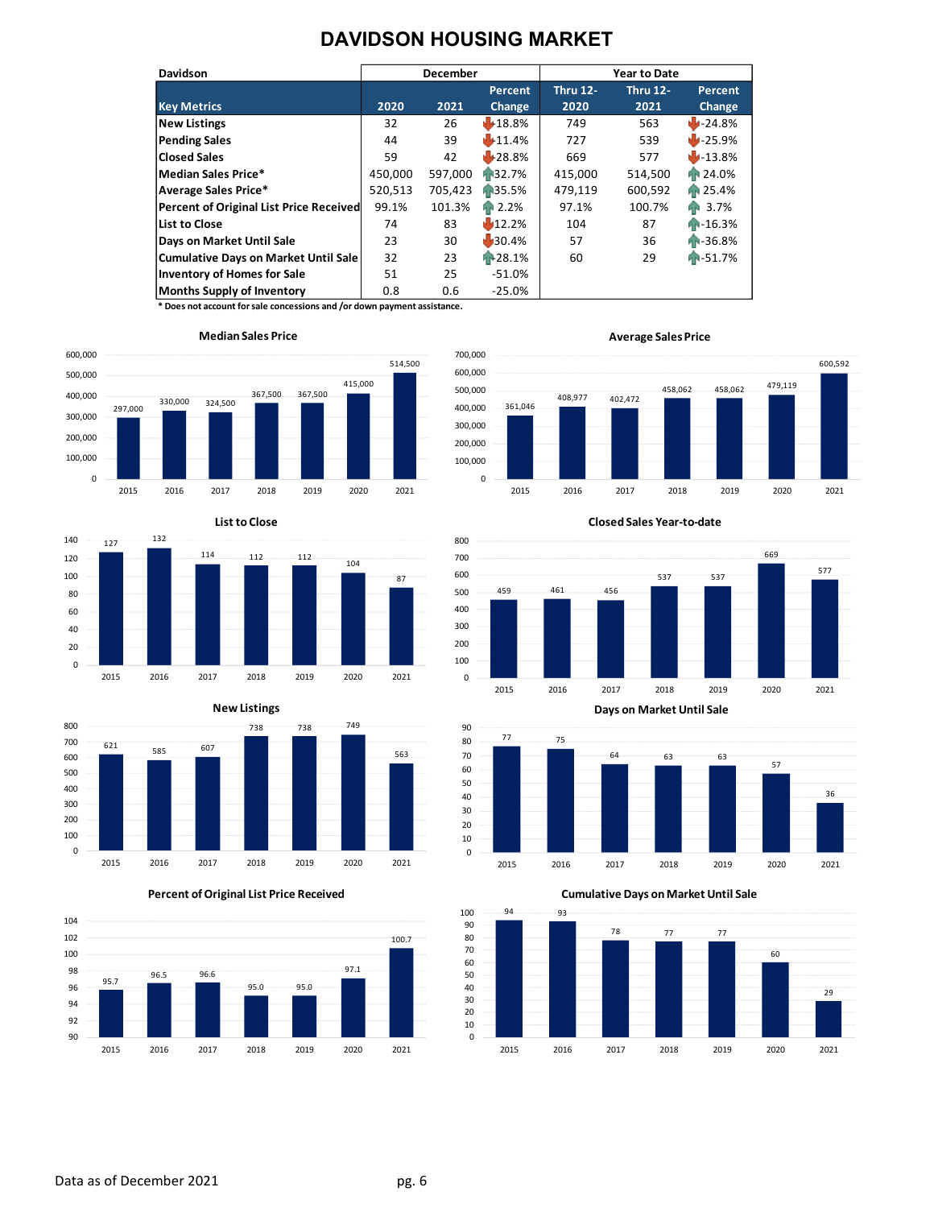# DAVIDSON HOUSING MARKET

| Davidson | December | | | Year to Date | | |
|---|---|---|---|---|---|---|
| Key Metrics | 2020 | 2021 | Percent Change | Thru 12-2020 | Thru 12-2021 | Percent Change |
| New Listings | 32 | 26 | -18.8% | 749 | 563 | -24.8% |
| Pending Sales | 44 | 39 | -11.4% | 727 | 539 | -25.9% |
| Closed Sales | 59 | 42 | -28.8% | 669 | 577 | -13.8% |
| Median Sales Price* | 450,000 | 597,000 | 32.7% | 415,000 | 514,500 | 24.0% |
| Average Sales Price* | 520,513 | 705,423 | 35.5% | 479,119 | 600,592 | 25.4% |
| Percent of Original List Price Received | 99.1% | 101.3% | 2.2% | 97.1% | 100.7% | 3.7% |
| List to Close | 74 | 83 | 12.2% | 104 | 87 | -16.3% |
| Days on Market Until Sale | 23 | 30 | 30.4% | 57 | 36 | -36.8% |
| Cumulative Days on Market Until Sale | 32 | 23 | 28.1% | 60 | 29 | -51.7% |
| Inventory of Homes for Sale | 51 | 25 | -51.0% | | | |
| Months Supply of Inventory | 0.8 | 0.6 | -25.0% | | | |

* Does not account for sale concessions and /or down payment assistance.

**Median Sales Price**

| 2015 | 2016 | 2017 | 2018 | 2019 | 2020 | 2021 |
|---|---|---|---|---|---|---|
| 297,000 | 330,000 | 324,500 | 367,500 | 367,500 | 415,000 | 514,500 |

**Average Sales Price**

| 2015 | 2016 | 2017 | 2018 | 2019 | 2020 | 2021 |
|---|---|---|---|---|---|---|
| 361,046 | 408,977 | 402,472 | 458,062 | 458,062 | 479,119 | 600,592 |

**List to Close**

| 2015 | 2016 | 2017 | 2018 | 2019 | 2020 | 2021 |
|---|---|---|---|---|---|---|
| 127 | 132 | 114 | 112 | 112 | 104 | 87 |

**Closed Sales Year-to-date**

| 2015 | 2016 | 2017 | 2018 | 2019 | 2020 | 2021 |
|---|---|---|---|---|---|---|
| 459 | 461 | 456 | 537 | 537 | 669 | 577 |

**New Listings**

| 2015 | 2016 | 2017 | 2018 | 2019 | 2020 | 2021 |
|---|---|---|---|---|---|---|
| 621 | 585 | 607 | 738 | 738 | 749 | 563 |

**Days on Market Until Sale**

| 2015 | 2016 | 2017 | 2018 | 2019 | 2020 | 2021 |
|---|---|---|---|---|---|---|
| 77 | 75 | 64 | 63 | 63 | 57 | 36 |

**Percent of Original List Price Received**

| 2015 | 2016 | 2017 | 2018 | 2019 | 2020 | 2021 |
|---|---|---|---|---|---|---|
| 95.7 | 96.5 | 96.6 | 95.0 | 95.0 | 97.1 | 100.7 |

**Cumulative Days on Market Until Sale**

| 2015 | 2016 | 2017 | 2018 | 2019 | 2020 | 2021 |
|---|---|---|---|---|---|---|
| 94 | 93 | 78 | 77 | 77 | 60 | 29 |

Data as of December 2021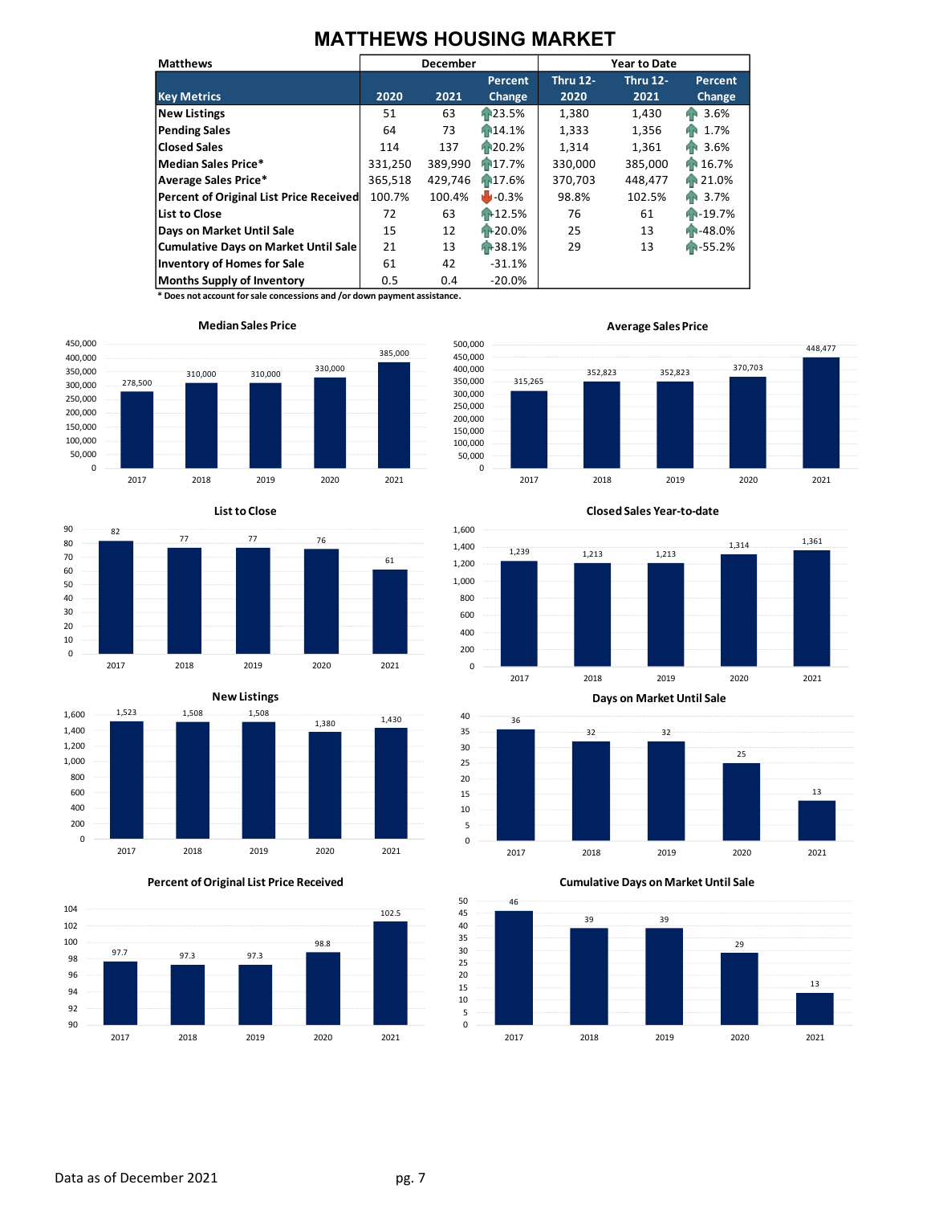# MATTHEWS HOUSING MARKET

| Matthews | December | | | Year to Date | | |
|---|---|---|---|---|---|---|
| Key Metrics | 2020 | 2021 | Percent Change | Thru 12-2020 | Thru 12-2021 | Percent Change |
| New Listings | 51 | 63 | 23.5% | 1,380 | 1,430 | 3.6% |
| Pending Sales | 64 | 73 | 14.1% | 1,333 | 1,356 | 1.7% |
| Closed Sales | 114 | 137 | 20.2% | 1,314 | 1,361 | 3.6% |
| Median Sales Price* | 331,250 | 389,990 | 17.7% | 330,000 | 385,000 | 16.7% |
| Average Sales Price* | 365,518 | 429,746 | 17.6% | 370,703 | 448,477 | 21.0% |
| Percent of Original List Price Received | 100.7% | 100.4% | -0.3% | 98.8% | 102.5% | 3.7% |
| List to Close | 72 | 63 | -12.5% | 76 | 61 | -19.7% |
| Days on Market Until Sale | 15 | 12 | -20.0% | 25 | 13 | -48.0% |
| Cumulative Days on Market Until Sale | 21 | 13 | -38.1% | 29 | 13 | -55.2% |
| Inventory of Homes for Sale | 61 | 42 | -31.1% | | | |
| Months Supply of Inventory | 0.5 | 0.4 | -20.0% | | | |

\* Does not account for sale concessions and /or down payment assistance.

**Median Sales Price**

| 2017 | 2018 | 2019 | 2020 | 2021 |
|---|---|---|---|---|
| 278,500 | 310,000 | 310,000 | 330,000 | 385,000 |

**Average Sales Price**

| 2017 | 2018 | 2019 | 2020 | 2021 |
|---|---|---|---|---|
| 315,265 | 352,823 | 352,823 | 370,703 | 448,477 |

**List to Close**

| 2017 | 2018 | 2019 | 2020 | 2021 |
|---|---|---|---|---|
| 82 | 77 | 77 | 76 | 61 |

**Closed Sales Year-to-date**

| 2017 | 2018 | 2019 | 2020 | 2021 |
|---|---|---|---|---|
| 1,239 | 1,213 | 1,213 | 1,314 | 1,361 |

**New Listings**

| 2017 | 2018 | 2019 | 2020 | 2021 |
|---|---|---|---|---|
| 1,523 | 1,508 | 1,508 | 1,380 | 1,430 |

**Days on Market Until Sale**

| 2017 | 2018 | 2019 | 2020 | 2021 |
|---|---|---|---|---|
| 36 | 32 | 32 | 25 | 13 |

**Percent of Original List Price Received**

| 2017 | 2018 | 2019 | 2020 | 2021 |
|---|---|---|---|---|
| 97.7 | 97.3 | 97.3 | 98.8 | 102.5 |

**Cumulative Days on Market Until Sale**

| 2017 | 2018 | 2019 | 2020 | 2021 |
|---|---|---|---|---|
| 46 | 39 | 39 | 29 | 13 |

Data as of December 2021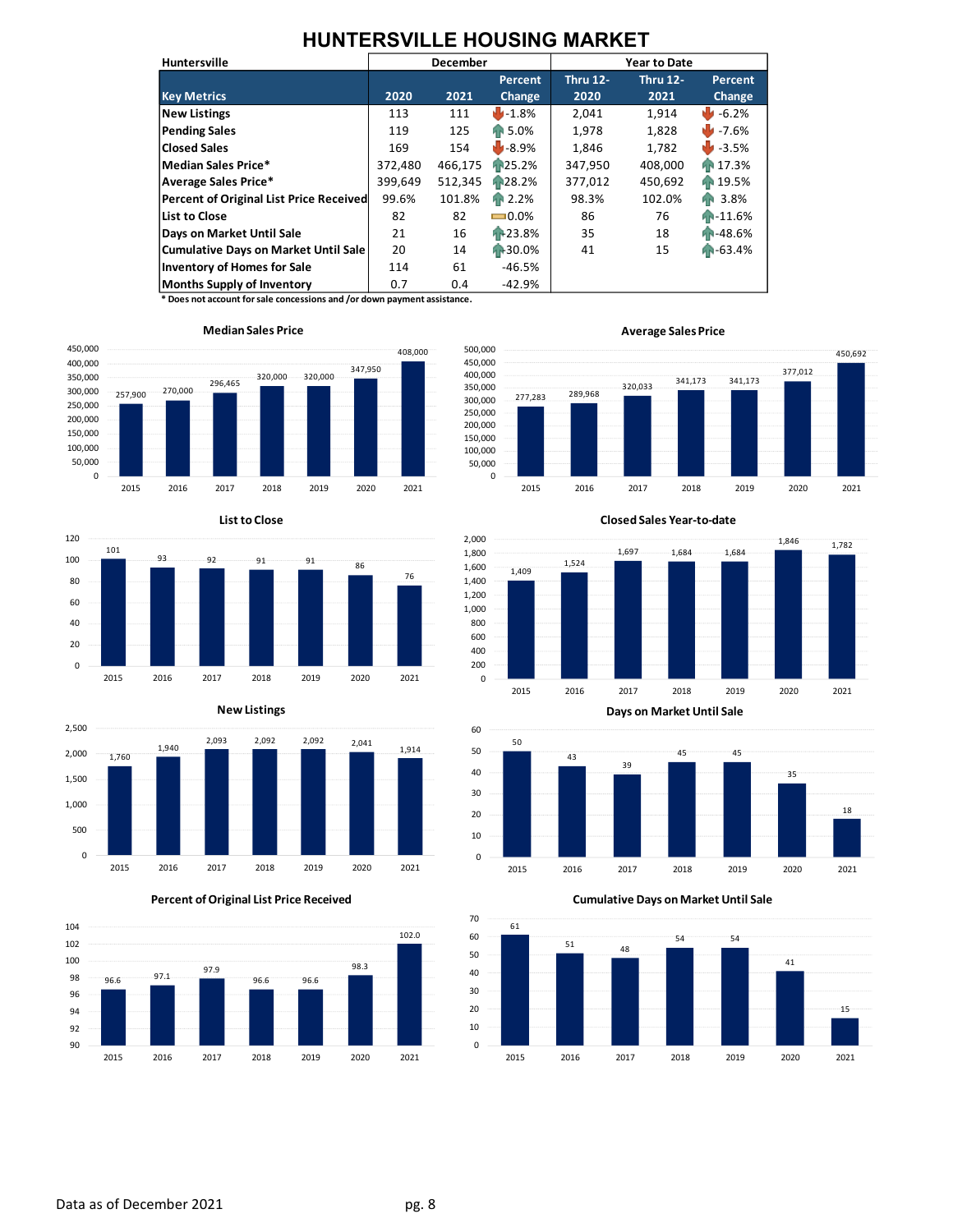# HUNTERSVILLE HOUSING MARKET

| Huntersville | December | | | Year to Date | | |
|---|---|---|---|---|---|---|
| **Key Metrics** | **2020** | **2021** | **Percent Change** | **Thru 12-2020** | **Thru 12-2021** | **Percent Change** |
| New Listings | 113 | 111 | -1.8% | 2,041 | 1,914 | -6.2% |
| Pending Sales | 119 | 125 | 5.0% | 1,978 | 1,828 | -7.6% |
| Closed Sales | 169 | 154 | -8.9% | 1,846 | 1,782 | -3.5% |
| Median Sales Price* | 372,480 | 466,175 | 25.2% | 347,950 | 408,000 | 17.3% |
| Average Sales Price* | 399,649 | 512,345 | 28.2% | 377,012 | 450,692 | 19.5% |
| Percent of Original List Price Received | 99.6% | 101.8% | 2.2% | 98.3% | 102.0% | 3.8% |
| List to Close | 82 | 82 | 0.0% | 86 | 76 | -11.6% |
| Days on Market Until Sale | 21 | 16 | 23.8% | 35 | 18 | -48.6% |
| Cumulative Days on Market Until Sale | 20 | 14 | 30.0% | 41 | 15 | -63.4% |
| Inventory of Homes for Sale | 114 | 61 | -46.5% | | | |
| Months Supply of Inventory | 0.7 | 0.4 | -42.9% | | | |

**\* Does not account for sale concessions and /or down payment assistance.**

**Median Sales Price**

| 2015 | 2016 | 2017 | 2018 | 2019 | 2020 | 2021 |
|---|---|---|---|---|---|---|
| 257,900 | 270,000 | 296,465 | 320,000 | 320,000 | 347,950 | 408,000 |

**Average Sales Price**

| 2015 | 2016 | 2017 | 2018 | 2019 | 2020 | 2021 |
|---|---|---|---|---|---|---|
| 277,283 | 289,968 | 320,033 | 341,173 | 341,173 | 377,012 | 450,692 |

**List to Close**

| 2015 | 2016 | 2017 | 2018 | 2019 | 2020 | 2021 |
|---|---|---|---|---|---|---|
| 101 | 93 | 92 | 91 | 91 | 86 | 76 |

**Closed Sales Year-to-date**

| 2015 | 2016 | 2017 | 2018 | 2019 | 2020 | 2021 |
|---|---|---|---|---|---|---|
| 1,409 | 1,524 | 1,697 | 1,684 | 1,684 | 1,846 | 1,782 |

**New Listings**

| 2015 | 2016 | 2017 | 2018 | 2019 | 2020 | 2021 |
|---|---|---|---|---|---|---|
| 1,760 | 1,940 | 2,093 | 2,092 | 2,092 | 2,041 | 1,914 |

**Days on Market Until Sale**

| 2015 | 2016 | 2017 | 2018 | 2019 | 2020 | 2021 |
|---|---|---|---|---|---|---|
| 50 | 43 | 39 | 45 | 45 | 35 | 18 |

**Percent of Original List Price Received**

| 2015 | 2016 | 2017 | 2018 | 2019 | 2020 | 2021 |
|---|---|---|---|---|---|---|
| 96.6 | 97.1 | 97.9 | 96.6 | 96.6 | 98.3 | 102.0 |

**Cumulative Days on Market Until Sale**

| 2015 | 2016 | 2017 | 2018 | 2019 | 2020 | 2021 |
|---|---|---|---|---|---|---|
| 61 | 51 | 48 | 54 | 54 | 41 | 15 |

Data as of December 2021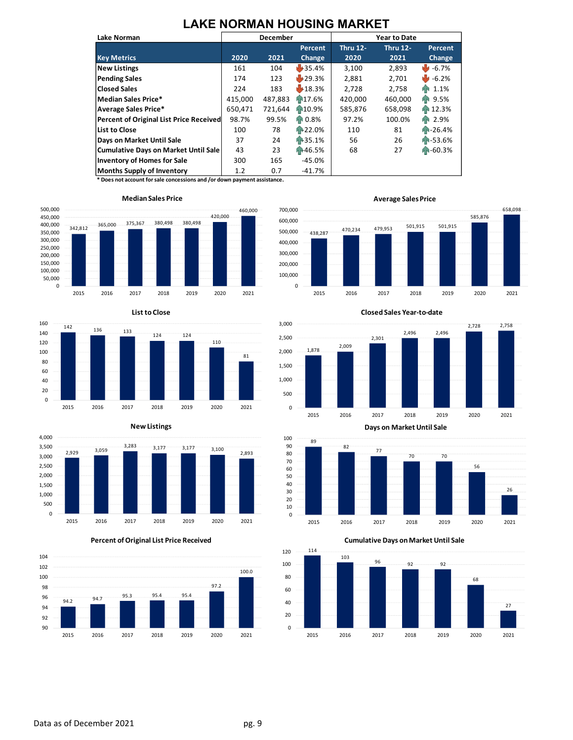# LAKE NORMAN HOUSING MARKET

| Lake Norman | December | | | Year to Date | | |
|---|---|---|---|---|---|---|
| **Key Metrics** | **2020** | **2021** | **Percent Change** | **Thru 12-2020** | **Thru 12-2021** | **Percent Change** |
| New Listings | 161 | 104 | -35.4% | 3,100 | 2,893 | -6.7% |
| Pending Sales | 174 | 123 | -29.3% | 2,881 | 2,701 | -6.2% |
| Closed Sales | 224 | 183 | -18.3% | 2,728 | 2,758 | 1.1% |
| Median Sales Price* | 415,000 | 487,883 | 17.6% | 420,000 | 460,000 | 9.5% |
| Average Sales Price* | 650,471 | 721,644 | 10.9% | 585,876 | 658,098 | 12.3% |
| Percent of Original List Price Received | 98.7% | 99.5% | 0.8% | 97.2% | 100.0% | 2.9% |
| List to Close | 100 | 78 | -22.0% | 110 | 81 | -26.4% |
| Days on Market Until Sale | 37 | 24 | -35.1% | 56 | 26 | -53.6% |
| Cumulative Days on Market Until Sale | 43 | 23 | -46.5% | 68 | 27 | -60.3% |
| Inventory of Homes for Sale | 300 | 165 | -45.0% | | | |
| Months Supply of Inventory | 1.2 | 0.7 | -41.7% | | | |

\* Does not account for sale concessions and /or down payment assistance.

**Median Sales Price**

| 2015 | 2016 | 2017 | 2018 | 2019 | 2020 | 2021 |
|---|---|---|---|---|---|---|
| 342,812 | 365,000 | 375,367 | 380,498 | 380,498 | 420,000 | 460,000 |

**Average Sales Price**

| 2015 | 2016 | 2017 | 2018 | 2019 | 2020 | 2021 |
|---|---|---|---|---|---|---|
| 438,287 | 470,234 | 479,953 | 501,915 | 501,915 | 585,876 | 658,098 |

**List to Close**

| 2015 | 2016 | 2017 | 2018 | 2019 | 2020 | 2021 |
|---|---|---|---|---|---|---|
| 142 | 136 | 133 | 124 | 124 | 110 | 81 |

**Closed Sales Year-to-date**

| 2015 | 2016 | 2017 | 2018 | 2019 | 2020 | 2021 |
|---|---|---|---|---|---|---|
| 1,878 | 2,009 | 2,301 | 2,496 | 2,496 | 2,728 | 2,758 |

**New Listings**

| 2015 | 2016 | 2017 | 2018 | 2019 | 2020 | 2021 |
|---|---|---|---|---|---|---|
| 2,929 | 3,059 | 3,283 | 3,177 | 3,177 | 3,100 | 2,893 |

**Days on Market Until Sale**

| 2015 | 2016 | 2017 | 2018 | 2019 | 2020 | 2021 |
|---|---|---|---|---|---|---|
| 89 | 82 | 77 | 70 | 70 | 56 | 26 |

**Percent of Original List Price Received**

| 2015 | 2016 | 2017 | 2018 | 2019 | 2020 | 2021 |
|---|---|---|---|---|---|---|
| 94.2 | 94.7 | 95.3 | 95.4 | 95.4 | 97.2 | 100.0 |

**Cumulative Days on Market Until Sale**

| 2015 | 2016 | 2017 | 2018 | 2019 | 2020 | 2021 |
|---|---|---|---|---|---|---|
| 114 | 103 | 96 | 92 | 92 | 68 | 27 |

Data as of December 2021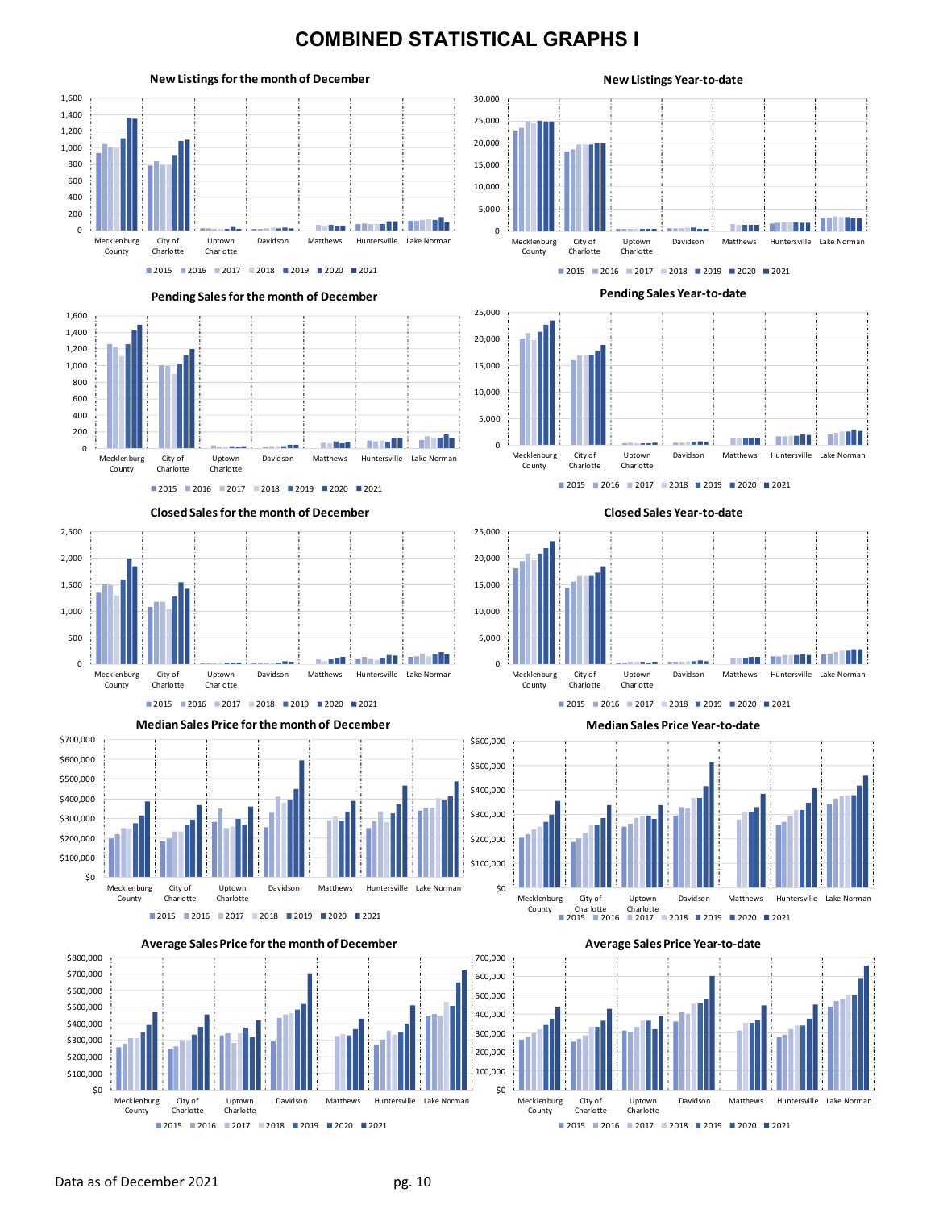# COMBINED STATISTICAL GRAPHS I

### New Listings for the month of December

1,600
1,400
1,200
1,000
800
600
400
200
0

Mecklenburg County | City of Charlotte | Uptown Charlotte | Davidson | Matthews | Huntersville | Lake Norman

2015 2016 2017 2018 2019 2020 2021

### New Listings Year-to-date

30,000
25,000
20,000
15,000
10,000
5,000
0

Mecklenburg County | City of Charlotte | Uptown Charlotte | Davidson | Matthews | Huntersville | Lake Norman

2015 2016 2017 2018 2019 2020 2021

### Pending Sales for the month of December

1,600
1,400
1,200
1,000
800
600
400
200
0

Mecklenburg County | City of Charlotte | Uptown Charlotte | Davidson | Matthews | Huntersville | Lake Norman

2015 2016 2017 2018 2019 2020 2021

### Pending Sales Year-to-date

25,000
20,000
15,000
10,000
5,000
0

Mecklenburg County | City of Charlotte | Uptown Charlotte | Davidson | Matthews | Huntersville | Lake Norman

2015 2016 2017 2018 2019 2020 2021

### Closed Sales for the month of December

2,500
2,000
1,500
1,000
500
0

Mecklenburg County | City of Charlotte | Uptown Charlotte | Davidson | Matthews | Huntersville | Lake Norman

2015 2016 2017 2018 2019 2020 2021

### Closed Sales Year-to-date

25,000
20,000
15,000
10,000
5,000
0

Mecklenburg County | City of Charlotte | Uptown Charlotte | Davidson | Matthews | Huntersville | Lake Norman

2015 2016 2017 2018 2019 2020 2021

### Median Sales Price for the month of December

$700,000
$600,000
$500,000
$400,000
$300,000
$200,000
$100,000
$0

Mecklenburg County | City of Charlotte | Uptown Charlotte | Davidson | Matthews | Huntersville | Lake Norman

2015 2016 2017 2018 2019 2020 2021

### Median Sales Price Year-to-date

$600,000
$500,000
$400,000
$300,000
$200,000
$100,000
$0

Mecklenburg County | City of Charlotte | Uptown Charlotte | Davidson | Matthews | Huntersville | Lake Norman

2015 2016 2017 2018 2019 2020 2021

### Average Sales Price for the month of December

$800,000
$700,000
$600,000
$500,000
$400,000
$300,000
$200,000
$100,000
$0

Mecklenburg County | City of Charlotte | Uptown Charlotte | Davidson | Matthews | Huntersville | Lake Norman

2015 2016 2017 2018 2019 2020 2021

### Average Sales Price Year-to-date

700,000
600,000
500,000
400,000
300,000
200,000
100,000
$0

Mecklenburg County | City of Charlotte | Uptown Charlotte | Davidson | Matthews | Huntersville | Lake Norman

2015 2016 2017 2018 2019 2020 2021

Data as of December 2021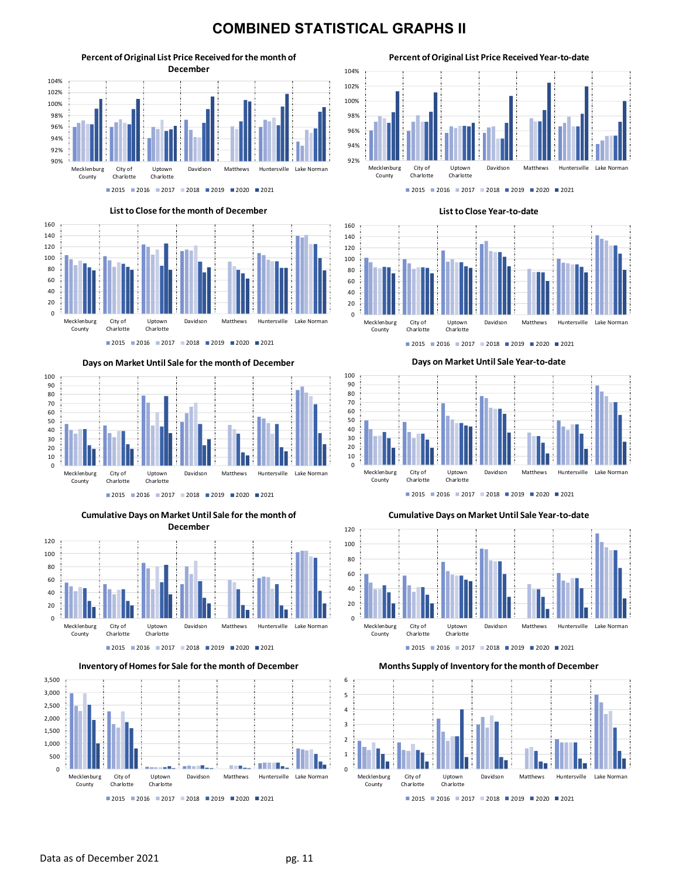# COMBINED STATISTICAL GRAPHS II

### Percent of Original List Price Received for the month of December

104%
102%
100%
98%
96%
94%
92%
90%

Mecklenburg County
City of Charlotte
Uptown Charlotte
Davidson
Matthews
Huntersville
Lake Norman

2015 2016 2017 2018 2019 2020 2021

### Percent of Original List Price Received Year-to-date

104%
102%
100%
98%
96%
94%
92%

Mecklenburg County
City of Charlotte
Uptown Charlotte
Davidson
Matthews
Huntersville
Lake Norman

2015 2016 2017 2018 2019 2020 2021

### List to Close for the month of December

160
140
120
100
80
60
40
20
0

Mecklenburg County
City of Charlotte
Uptown Charlotte
Davidson
Matthews
Huntersville
Lake Norman

2015 2016 2017 2018 2019 2020 2021

### List to Close Year-to-date

160
140
120
100
80
60
40
20
0

Mecklenburg County
City of Charlotte
Uptown Charlotte
Davidson
Matthews
Huntersville
Lake Norman

2015 2016 2017 2018 2019 2020 2021

### Days on Market Until Sale for the month of December

100
90
80
70
60
50
40
30
20
10
0

Mecklenburg County
City of Charlotte
Uptown Charlotte
Davidson
Matthews
Huntersville
Lake Norman

2015 2016 2017 2018 2019 2020 2021

### Days on Market Until Sale Year-to-date

100
90
80
70
60
50
40
30
20
10
0

Mecklenburg County
City of Charlotte
Uptown Charlotte
Davidson
Matthews
Huntersville
Lake Norman

2015 2016 2017 2018 2019 2020 2021

### Cumulative Days on Market Until Sale for the month of December

120
100
80
60
40
20
0

Mecklenburg County
City of Charlotte
Uptown Charlotte
Davidson
Matthews
Huntersville
Lake Norman

2015 2016 2017 2018 2019 2020 2021

### Cumulative Days on Market Until Sale Year-to-date

120
100
80
60
40
20
0

Mecklenburg County
City of Charlotte
Uptown Charlotte
Davidson
Matthews
Huntersville
Lake Norman

2015 2016 2017 2018 2019 2020 2021

### Inventory of Homes for Sale for the month of December

3,500
3,000
2,500
2,000
1,500
1,000
500
0

Mecklenburg County
City of Charlotte
Uptown Charlotte
Davidson
Matthews
Huntersville
Lake Norman

2015 2016 2017 2018 2019 2020 2021

### Months Supply of Inventory for the month of December

6
5
4
3
2
1
0

Mecklenburg County
City of Charlotte
Uptown Charlotte
Davidson
Matthews
Huntersville
Lake Norman

2015 2016 2017 2018 2019 2020 2021

Data as of December 2021